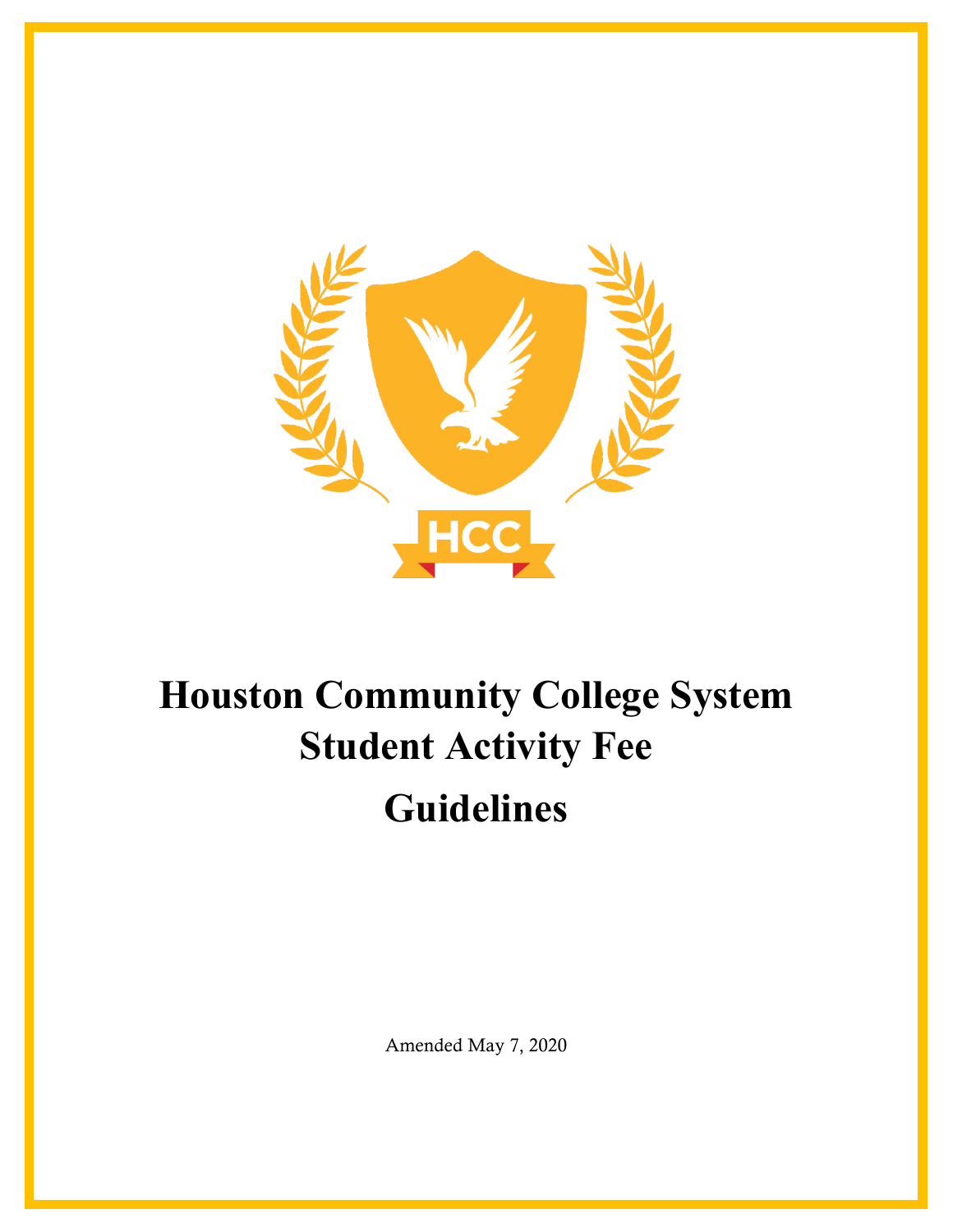# Houston Community College System Student Activity Fee Guidelines

Amended May 7, 2020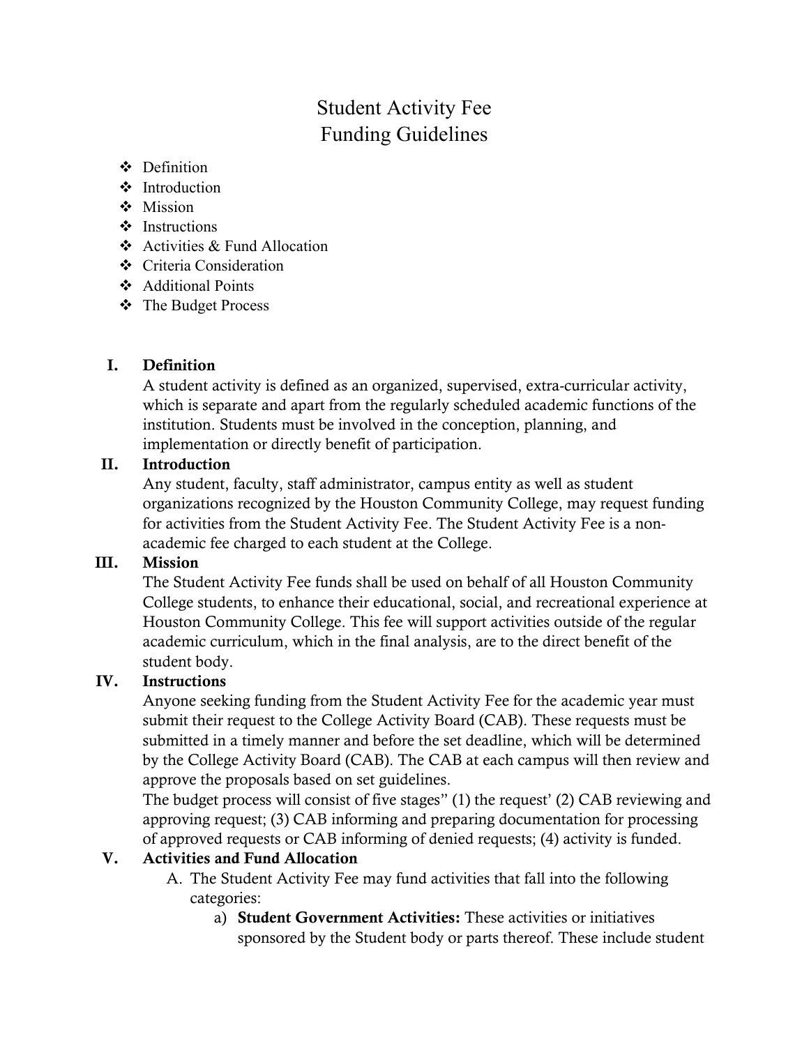# Student Activity Fee
# Funding Guidelines

- ❖ Definition
- ❖ Introduction
- ❖ Mission
- ❖ Instructions
- ❖ Activities & Fund Allocation
- ❖ Criteria Consideration
- ❖ Additional Points
- ❖ The Budget Process

## I. Definition

A student activity is defined as an organized, supervised, extra-curricular activity, which is separate and apart from the regularly scheduled academic functions of the institution. Students must be involved in the conception, planning, and implementation or directly benefit of participation.

## II. Introduction

Any student, faculty, staff administrator, campus entity as well as student organizations recognized by the Houston Community College, may request funding for activities from the Student Activity Fee. The Student Activity Fee is a non-academic fee charged to each student at the College.

## III. Mission

The Student Activity Fee funds shall be used on behalf of all Houston Community College students, to enhance their educational, social, and recreational experience at Houston Community College. This fee will support activities outside of the regular academic curriculum, which in the final analysis, are to the direct benefit of the student body.

## IV. Instructions

Anyone seeking funding from the Student Activity Fee for the academic year must submit their request to the College Activity Board (CAB). These requests must be submitted in a timely manner and before the set deadline, which will be determined by the College Activity Board (CAB). The CAB at each campus will then review and approve the proposals based on set guidelines.

The budget process will consist of five stages" (1) the request' (2) CAB reviewing and approving request; (3) CAB informing and preparing documentation for processing of approved requests or CAB informing of denied requests; (4) activity is funded.

## V. Activities and Fund Allocation

A. The Student Activity Fee may fund activities that fall into the following categories:

a) **Student Government Activities:** These activities or initiatives sponsored by the Student body or parts thereof. These include student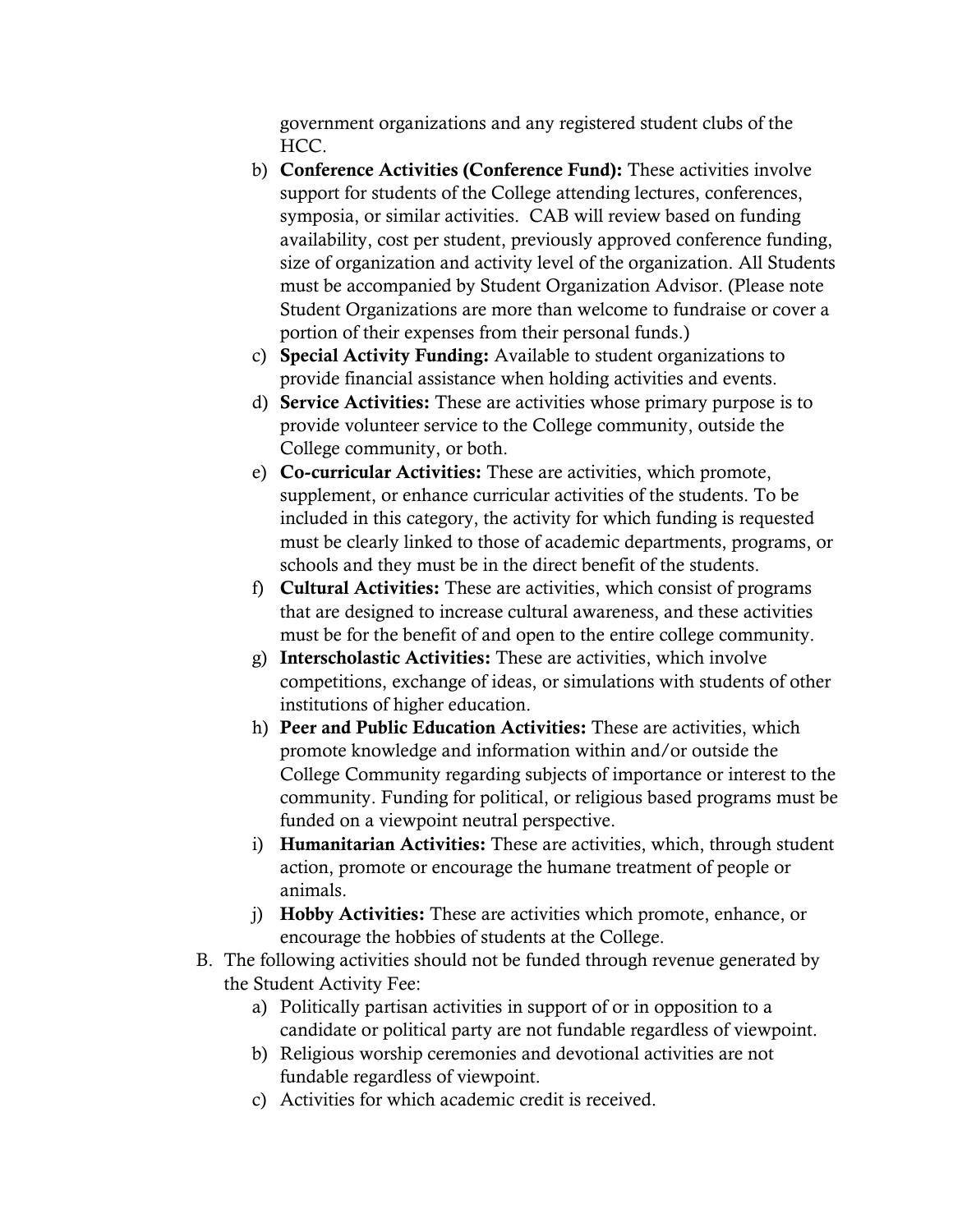government organizations and any registered student clubs of the HCC.

b) **Conference Activities (Conference Fund):** These activities involve support for students of the College attending lectures, conferences, symposia, or similar activities. CAB will review based on funding availability, cost per student, previously approved conference funding, size of organization and activity level of the organization. All Students must be accompanied by Student Organization Advisor. (Please note Student Organizations are more than welcome to fundraise or cover a portion of their expenses from their personal funds.)

c) **Special Activity Funding:** Available to student organizations to provide financial assistance when holding activities and events.

d) **Service Activities:** These are activities whose primary purpose is to provide volunteer service to the College community, outside the College community, or both.

e) **Co-curricular Activities:** These are activities, which promote, supplement, or enhance curricular activities of the students. To be included in this category, the activity for which funding is requested must be clearly linked to those of academic departments, programs, or schools and they must be in the direct benefit of the students.

f) **Cultural Activities:** These are activities, which consist of programs that are designed to increase cultural awareness, and these activities must be for the benefit of and open to the entire college community.

g) **Interscholastic Activities:** These are activities, which involve competitions, exchange of ideas, or simulations with students of other institutions of higher education.

h) **Peer and Public Education Activities:** These are activities, which promote knowledge and information within and/or outside the College Community regarding subjects of importance or interest to the community. Funding for political, or religious based programs must be funded on a viewpoint neutral perspective.

i) **Humanitarian Activities:** These are activities, which, through student action, promote or encourage the humane treatment of people or animals.

j) **Hobby Activities:** These are activities which promote, enhance, or encourage the hobbies of students at the College.

B. The following activities should not be funded through revenue generated by the Student Activity Fee:

a) Politically partisan activities in support of or in opposition to a candidate or political party are not fundable regardless of viewpoint.

b) Religious worship ceremonies and devotional activities are not fundable regardless of viewpoint.

c) Activities for which academic credit is received.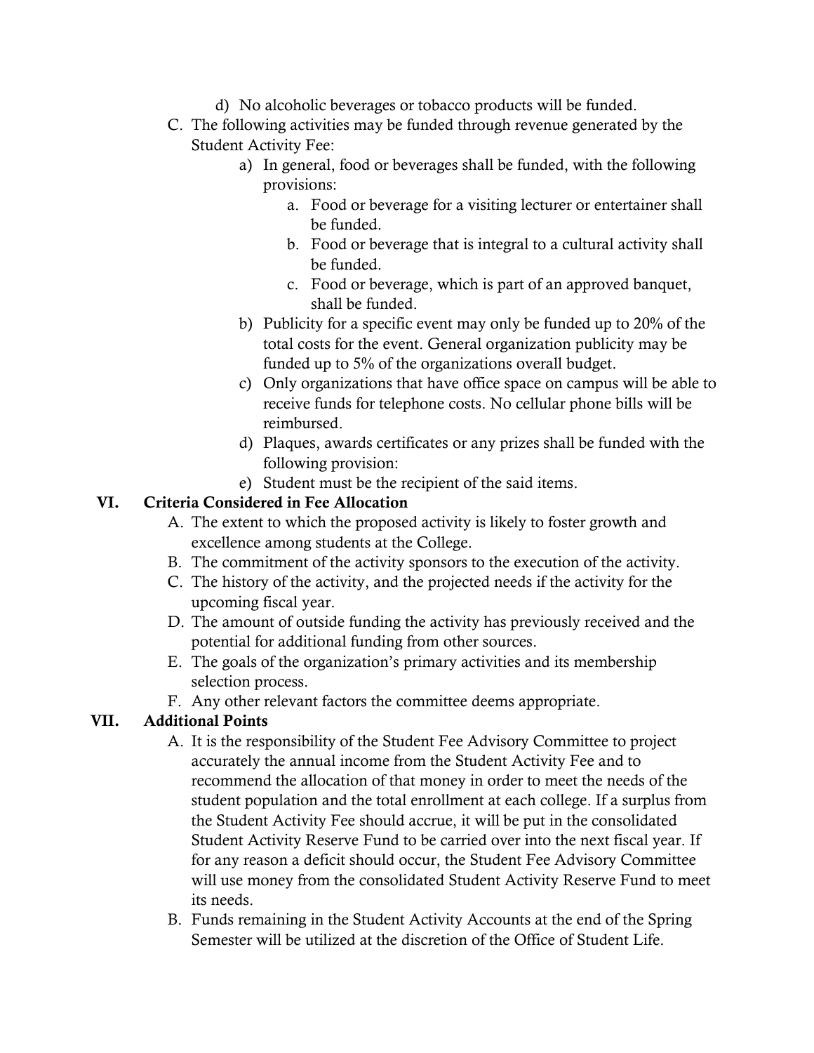d) No alcoholic beverages or tobacco products will be funded.

C. The following activities may be funded through revenue generated by the Student Activity Fee:

  a) In general, food or beverages shall be funded, with the following provisions:

    a. Food or beverage for a visiting lecturer or entertainer shall be funded.

    b. Food or beverage that is integral to a cultural activity shall be funded.

    c. Food or beverage, which is part of an approved banquet, shall be funded.

  b) Publicity for a specific event may only be funded up to 20% of the total costs for the event. General organization publicity may be funded up to 5% of the organizations overall budget.

  c) Only organizations that have office space on campus will be able to receive funds for telephone costs. No cellular phone bills will be reimbursed.

  d) Plaques, awards certificates or any prizes shall be funded with the following provision:

  e) Student must be the recipient of the said items.

## VI. Criteria Considered in Fee Allocation

A. The extent to which the proposed activity is likely to foster growth and excellence among students at the College.

B. The commitment of the activity sponsors to the execution of the activity.

C. The history of the activity, and the projected needs if the activity for the upcoming fiscal year.

D. The amount of outside funding the activity has previously received and the potential for additional funding from other sources.

E. The goals of the organization's primary activities and its membership selection process.

F. Any other relevant factors the committee deems appropriate.

## VII. Additional Points

A. It is the responsibility of the Student Fee Advisory Committee to project accurately the annual income from the Student Activity Fee and to recommend the allocation of that money in order to meet the needs of the student population and the total enrollment at each college. If a surplus from the Student Activity Fee should accrue, it will be put in the consolidated Student Activity Reserve Fund to be carried over into the next fiscal year. If for any reason a deficit should occur, the Student Fee Advisory Committee will use money from the consolidated Student Activity Reserve Fund to meet its needs.

B. Funds remaining in the Student Activity Accounts at the end of the Spring Semester will be utilized at the discretion of the Office of Student Life.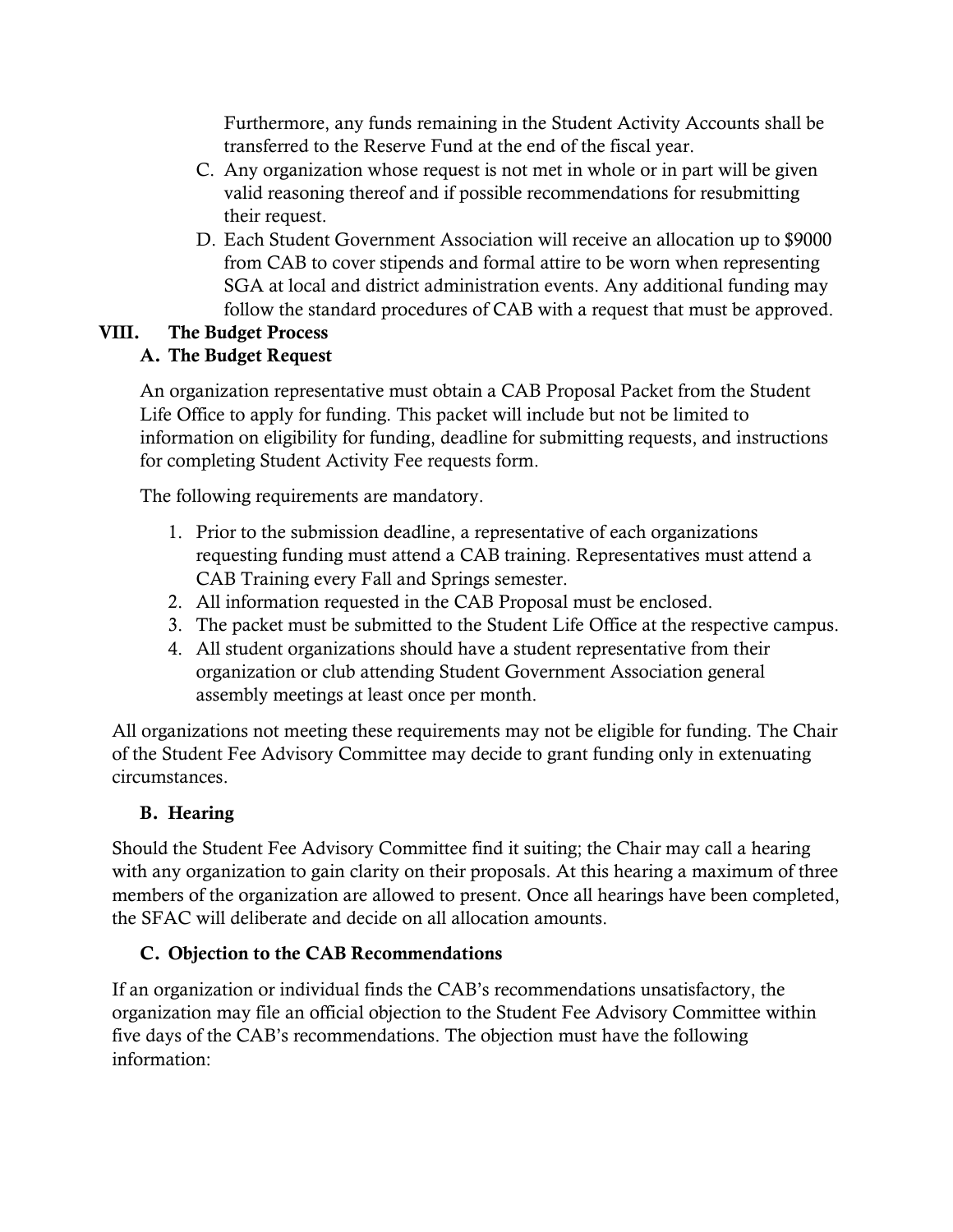Furthermore, any funds remaining in the Student Activity Accounts shall be transferred to the Reserve Fund at the end of the fiscal year.

C. Any organization whose request is not met in whole or in part will be given valid reasoning thereof and if possible recommendations for resubmitting their request.

D. Each Student Government Association will receive an allocation up to $9000 from CAB to cover stipends and formal attire to be worn when representing SGA at local and district administration events. Any additional funding may follow the standard procedures of CAB with a request that must be approved.

## VIII. The Budget Process

### A. The Budget Request

An organization representative must obtain a CAB Proposal Packet from the Student Life Office to apply for funding. This packet will include but not be limited to information on eligibility for funding, deadline for submitting requests, and instructions for completing Student Activity Fee requests form.

The following requirements are mandatory.

1. Prior to the submission deadline, a representative of each organizations requesting funding must attend a CAB training. Representatives must attend a CAB Training every Fall and Springs semester.
2. All information requested in the CAB Proposal must be enclosed.
3. The packet must be submitted to the Student Life Office at the respective campus.
4. All student organizations should have a student representative from their organization or club attending Student Government Association general assembly meetings at least once per month.

All organizations not meeting these requirements may not be eligible for funding. The Chair of the Student Fee Advisory Committee may decide to grant funding only in extenuating circumstances.

### B. Hearing

Should the Student Fee Advisory Committee find it suiting; the Chair may call a hearing with any organization to gain clarity on their proposals. At this hearing a maximum of three members of the organization are allowed to present. Once all hearings have been completed, the SFAC will deliberate and decide on all allocation amounts.

### C. Objection to the CAB Recommendations

If an organization or individual finds the CAB's recommendations unsatisfactory, the organization may file an official objection to the Student Fee Advisory Committee within five days of the CAB's recommendations. The objection must have the following information: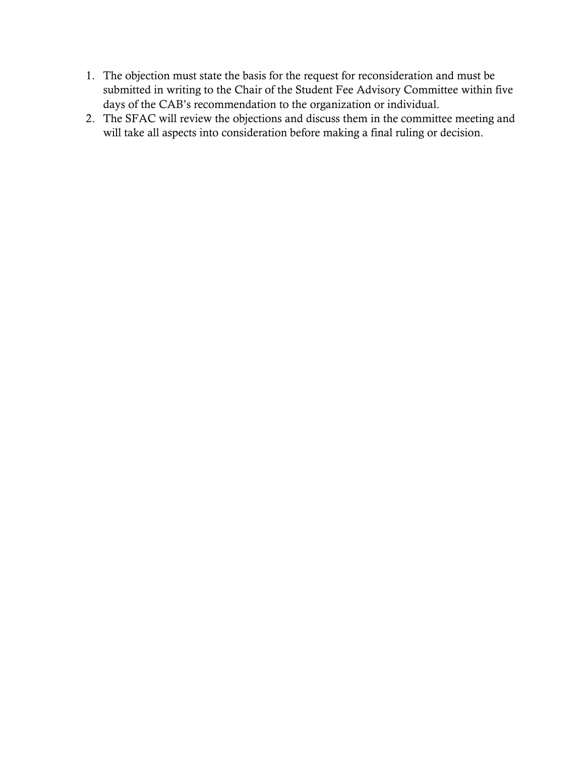1. The objection must state the basis for the request for reconsideration and must be submitted in writing to the Chair of the Student Fee Advisory Committee within five days of the CAB's recommendation to the organization or individual.
2. The SFAC will review the objections and discuss them in the committee meeting and will take all aspects into consideration before making a final ruling or decision.